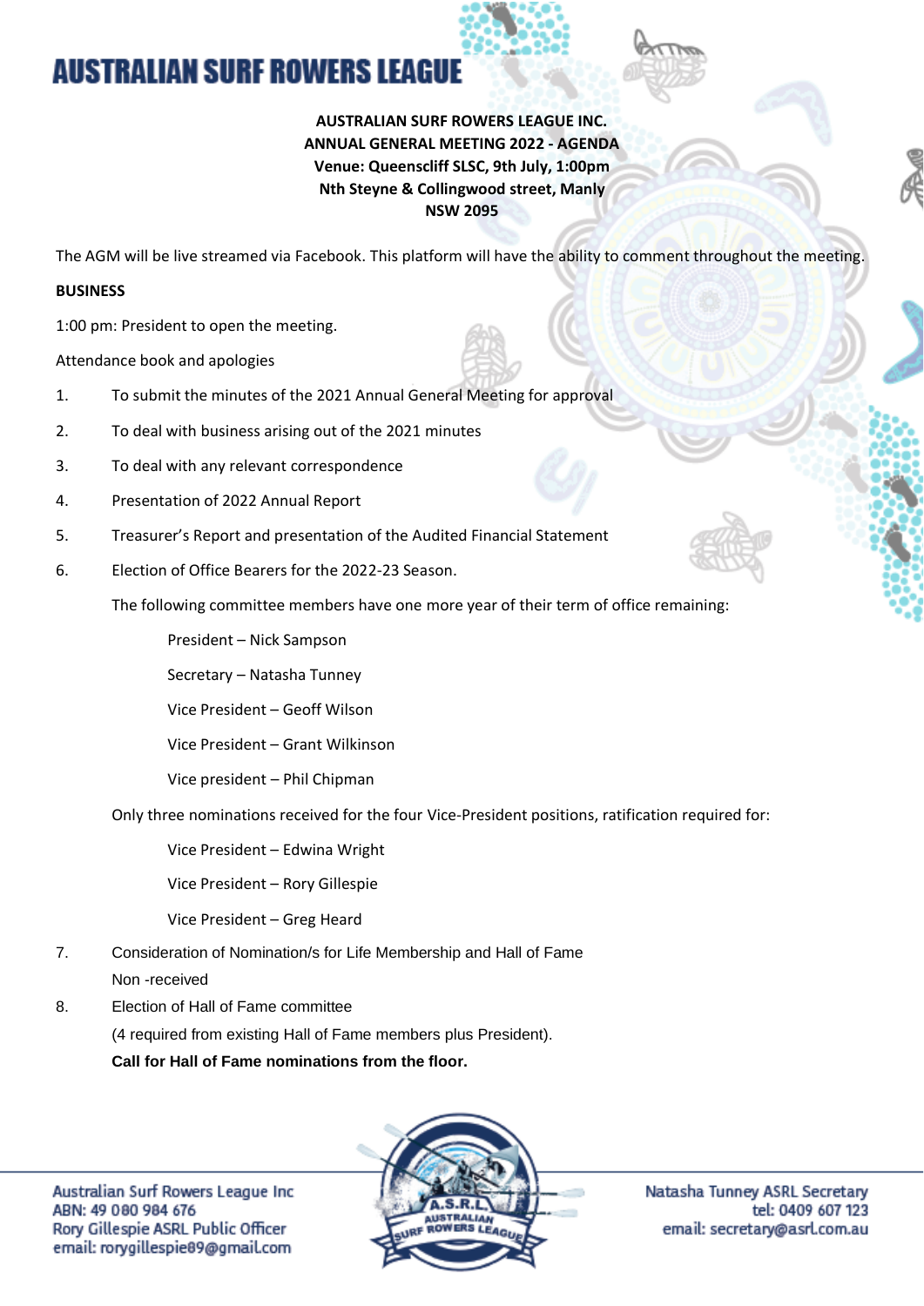# AUSTRALIAN SURF ROWERS LEAGUE

**AUSTRALIAN SURF ROWERS LEAGUE INC.**
**ANNUAL GENERAL MEETING 2022 - AGENDA**
**Venue: Queenscliff SLSC, 9th July, 1:00pm**
**Nth Steyne & Collingwood street, Manly**
**NSW 2095**

The AGM will be live streamed via Facebook. This platform will have the ability to comment throughout the meeting.

**BUSINESS**

1:00 pm: President to open the meeting.

Attendance book and apologies

1. To submit the minutes of the 2021 Annual General Meeting for approval
2. To deal with business arising out of the 2021 minutes
3. To deal with any relevant correspondence
4. Presentation of 2022 Annual Report
5. Treasurer's Report and presentation of the Audited Financial Statement
6. Election of Office Bearers for the 2022-23 Season.

   The following committee members have one more year of their term of office remaining:

   - President – Nick Sampson
   - Secretary – Natasha Tunney
   - Vice President – Geoff Wilson
   - Vice President – Grant Wilkinson
   - Vice president – Phil Chipman

   Only three nominations received for the four Vice-President positions, ratification required for:

   - Vice President – Edwina Wright
   - Vice President – Rory Gillespie
   - Vice President – Greg Heard

7. Consideration of Nomination/s for Life Membership and Hall of Fame

   Non -received

8. Election of Hall of Fame committee

   (4 required from existing Hall of Fame members plus President).

   **Call for Hall of Fame nominations from the floor.**

Australian Surf Rowers League Inc
ABN: 49 080 984 676
Rory Gillespie ASRL Public Officer
email: rorygillespie89@gmail.com

Natasha Tunney ASRL Secretary
tel: 0409 607 123
email: secretary@asrl.com.au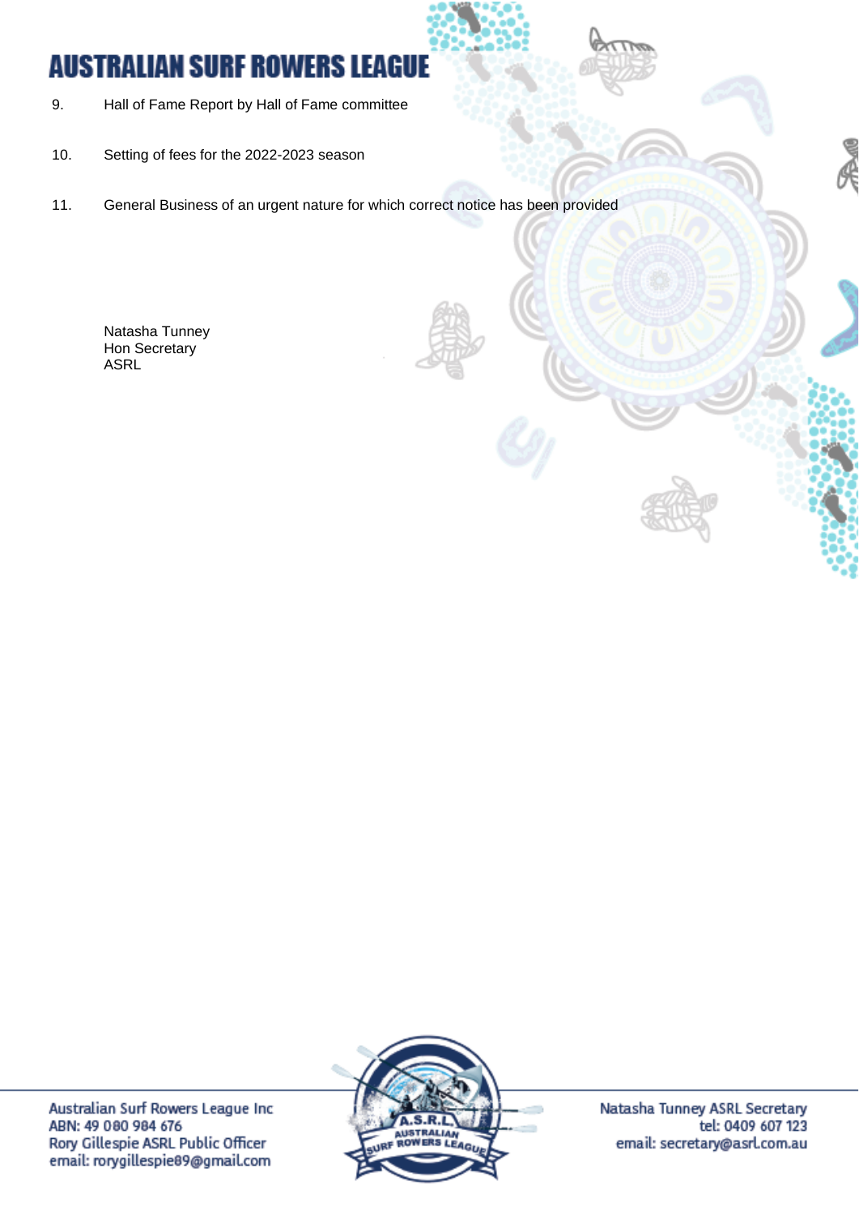9. Hall of Fame Report by Hall of Fame committee

10. Setting of fees for the 2022-2023 season

11. General Business of an urgent nature for which correct notice has been provided

Natasha Tunney
Hon Secretary
ASRL